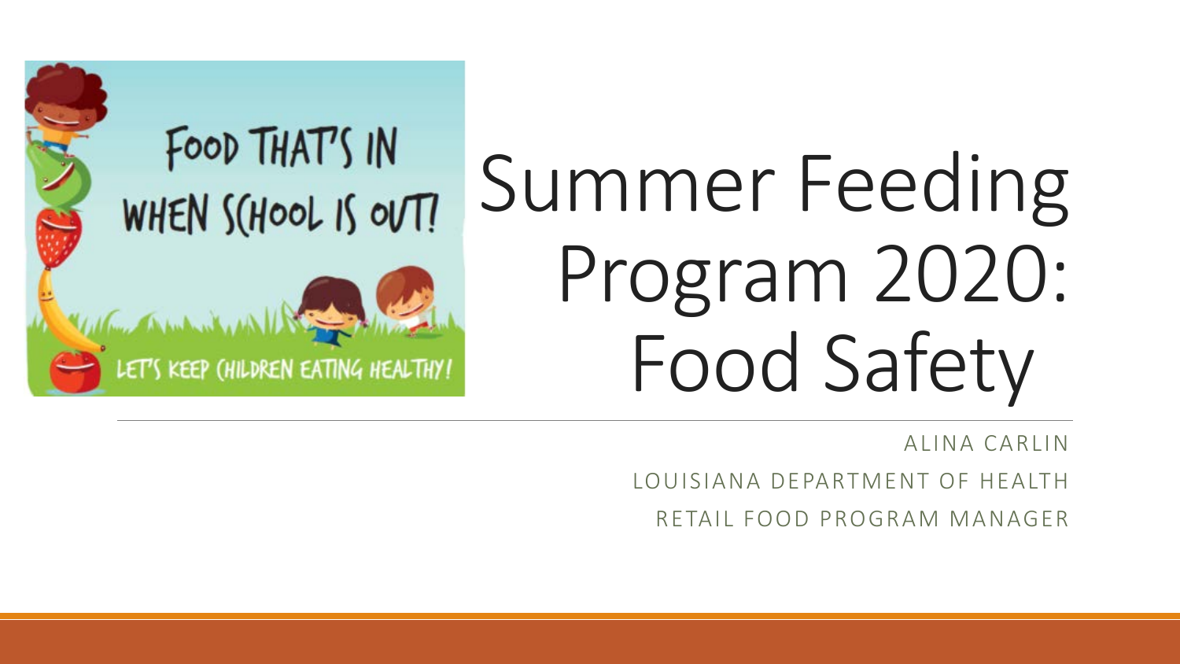FOOD THAT'S IN WHEN SCHOOL IS OUT!

LET'S KEEP CHILDREN EATING HEALTHY!

# Summer Feeding Program 2020: Food Safety

ALINA CARLIN

LOUISIANA DEPARTMENT OF HEALTH

RETAIL FOOD PROGRAM MANAGER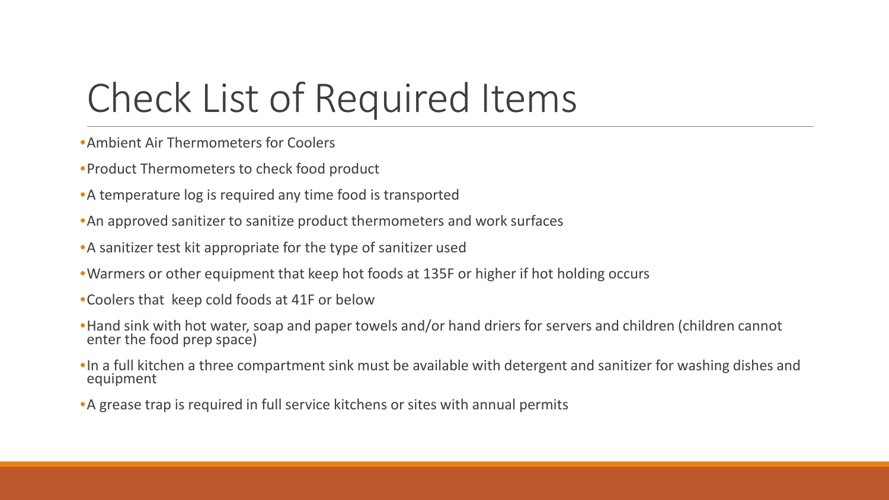# Check List of Required Items

- Ambient Air Thermometers for Coolers
- Product Thermometers to check food product
- A temperature log is required any time food is transported
- An approved sanitizer to sanitize product thermometers and work surfaces
- A sanitizer test kit appropriate for the type of sanitizer used
- Warmers or other equipment that keep hot foods at 135F or higher if hot holding occurs
- Coolers that keep cold foods at 41F or below
- Hand sink with hot water, soap and paper towels and/or hand driers for servers and children (children cannot enter the food prep space)
- In a full kitchen a three compartment sink must be available with detergent and sanitizer for washing dishes and equipment
- A grease trap is required in full service kitchens or sites with annual permits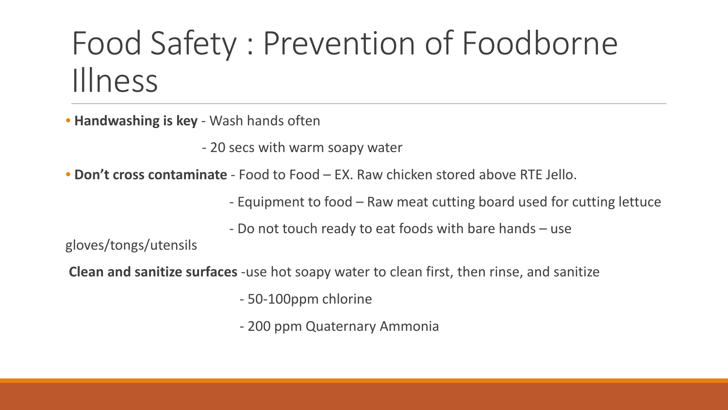# Food Safety : Prevention of Foodborne Illness

- **Handwashing is key** - Wash hands often
  - 20 secs with warm soapy water
- **Don't cross contaminate** - Food to Food – EX. Raw chicken stored above RTE Jello.
  - Equipment to food – Raw meat cutting board used for cutting lettuce
  - Do not touch ready to eat foods with bare hands – use gloves/tongs/utensils

**Clean and sanitize surfaces** -use hot soapy water to clean first, then rinse, and sanitize

- 50-100ppm chlorine
- 200 ppm Quaternary Ammonia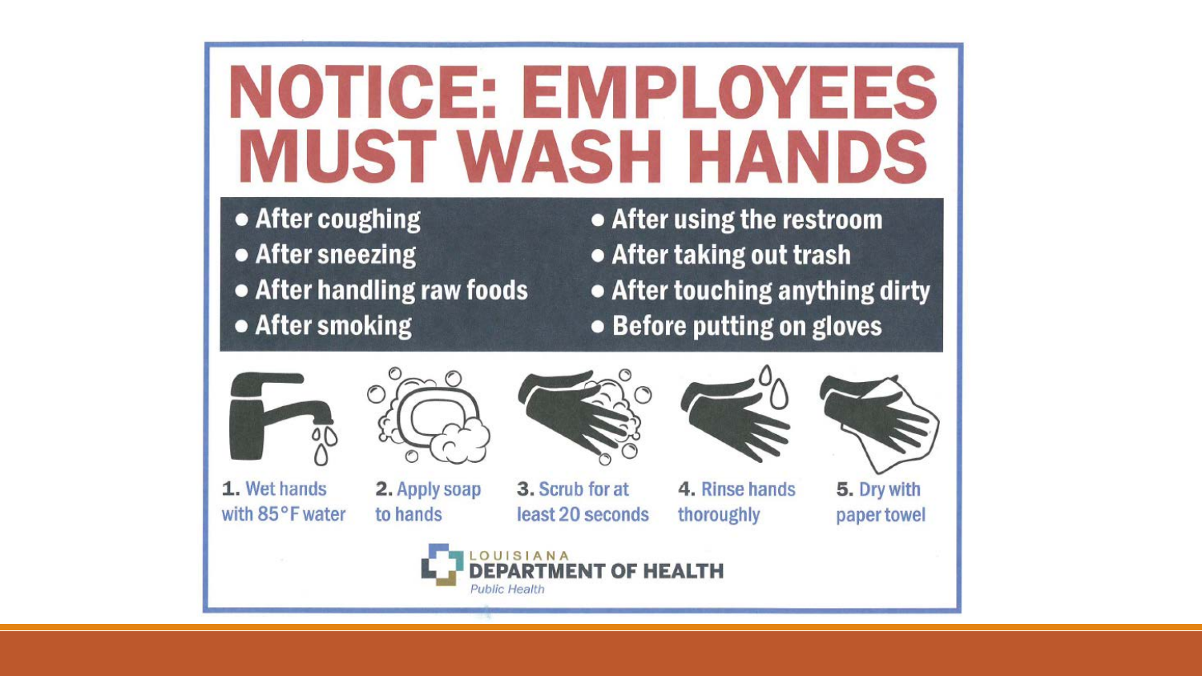# NOTICE: EMPLOYEES MUST WASH HANDS

- After coughing
- After sneezing
- After handling raw foods
- After smoking
- After using the restroom
- After taking out trash
- After touching anything dirty
- Before putting on gloves

**1.** Wet hands with 85°F water

**2.** Apply soap to hands

**3.** Scrub for at least 20 seconds

**4.** Rinse hands thoroughly

**5.** Dry with paper towel

LOUISIANA DEPARTMENT OF HEALTH
*Public Health*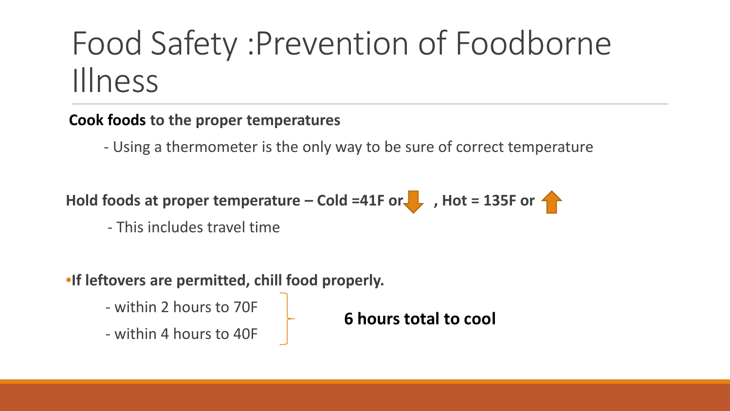# Food Safety :Prevention of Foodborne Illness

**Cook foods to the proper temperatures**

- Using a thermometer is the only way to be sure of correct temperature

**Hold foods at proper temperature – Cold =41F or ↓ , Hot = 135F or ↑**

- This includes travel time

- **If leftovers are permitted, chill food properly.**
  - within 2 hours to 70F
  - within 4 hours to 40F

**6 hours total to cool**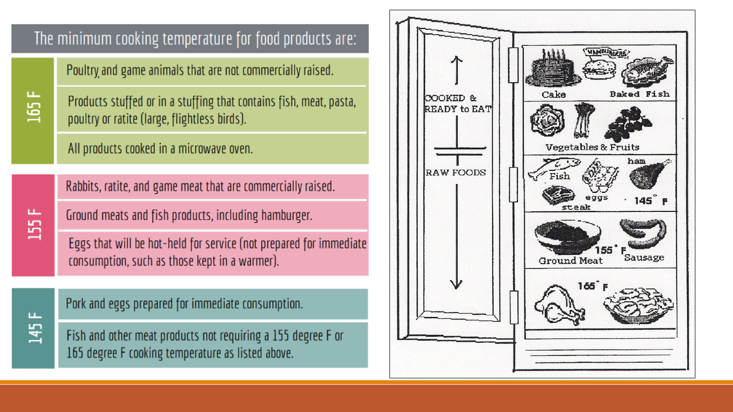## The minimum cooking temperature for food products are:

| Temperature | Food products |
| --- | --- |
| 165 F | Poultry and game animals that are not commercially raised. |
| | Products stuffed or in a stuffing that contains fish, meat, pasta, poultry or ratite (large, flightless birds). |
| | All products cooked in a microwave oven. |
| 155 F | Rabbits, ratite, and game meat that are commercially raised. |
| | Ground meats and fish products, including hamburger. |
| | Eggs that will be hot-held for service (not prepared for immediate consumption, such as those kept in a warmer). |
| 145 F | Pork and eggs prepared for immediate consumption. |
| | Fish and other meat products not requiring a 155 degree F or 165 degree F cooking temperature as listed above. |

COOKED & READY to EAT

RAW FOODS

Cake

HAMBURGERS

Baked Fish

Vegetables & Fruits

Fish

eggs

ham

steak

145° F

155° F

Ground Meat

Sausage

165° F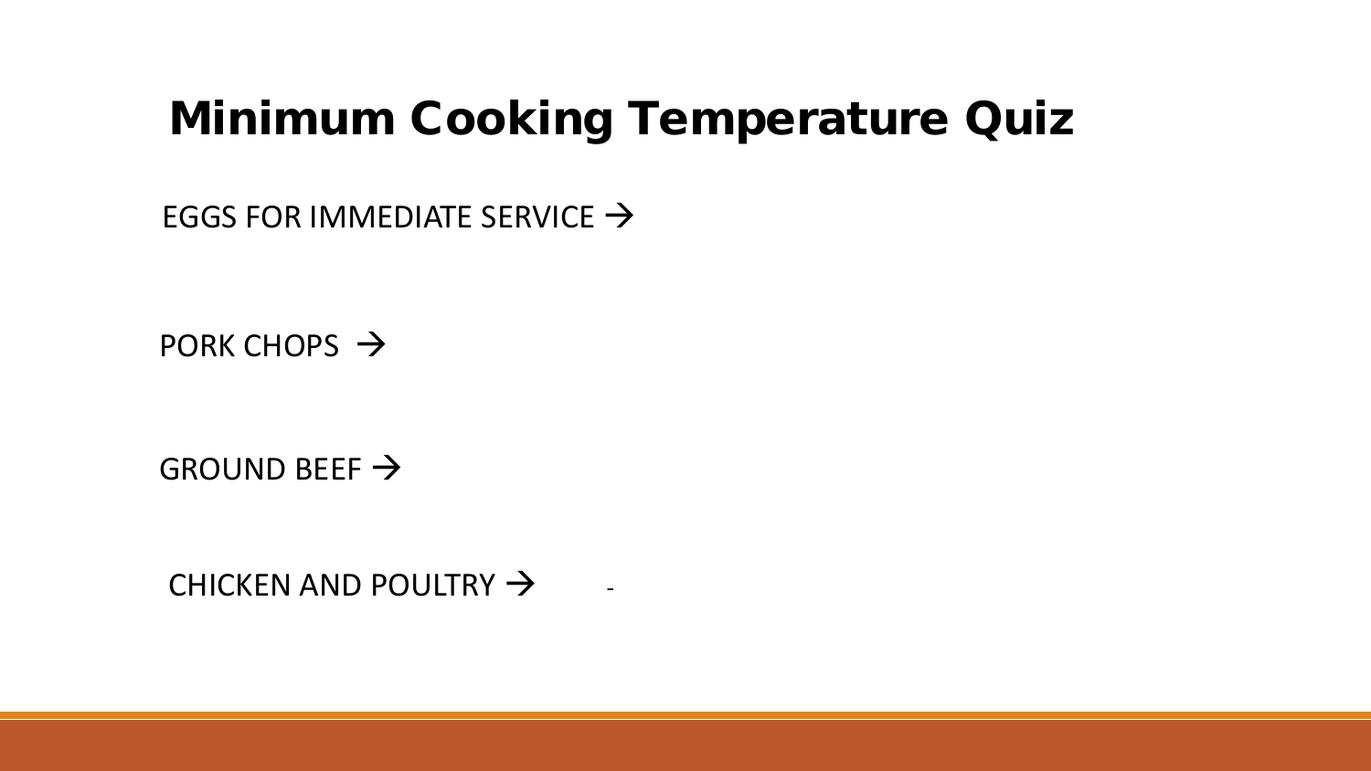# Minimum Cooking Temperature Quiz

EGGS FOR IMMEDIATE SERVICE →

PORK CHOPS →

GROUND BEEF →

CHICKEN AND POULTRY → -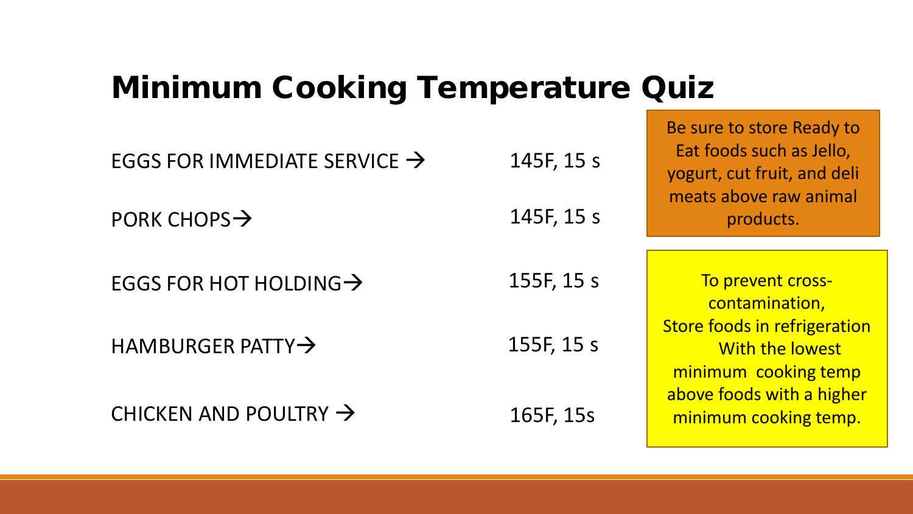# Minimum Cooking Temperature Quiz

| | |
|---|---|
| EGGS FOR IMMEDIATE SERVICE → | 145F, 15 s |
| PORK CHOPS→ | 145F, 15 s |
| EGGS FOR HOT HOLDING→ | 155F, 15 s |
| HAMBURGER PATTY→ | 155F, 15 s |
| CHICKEN AND POULTRY → | 165F, 15s |

Be sure to store Ready to Eat foods such as Jello, yogurt, cut fruit, and deli meats above raw animal products.

To prevent cross-contamination, Store foods in refrigeration With the lowest minimum cooking temp above foods with a higher minimum cooking temp.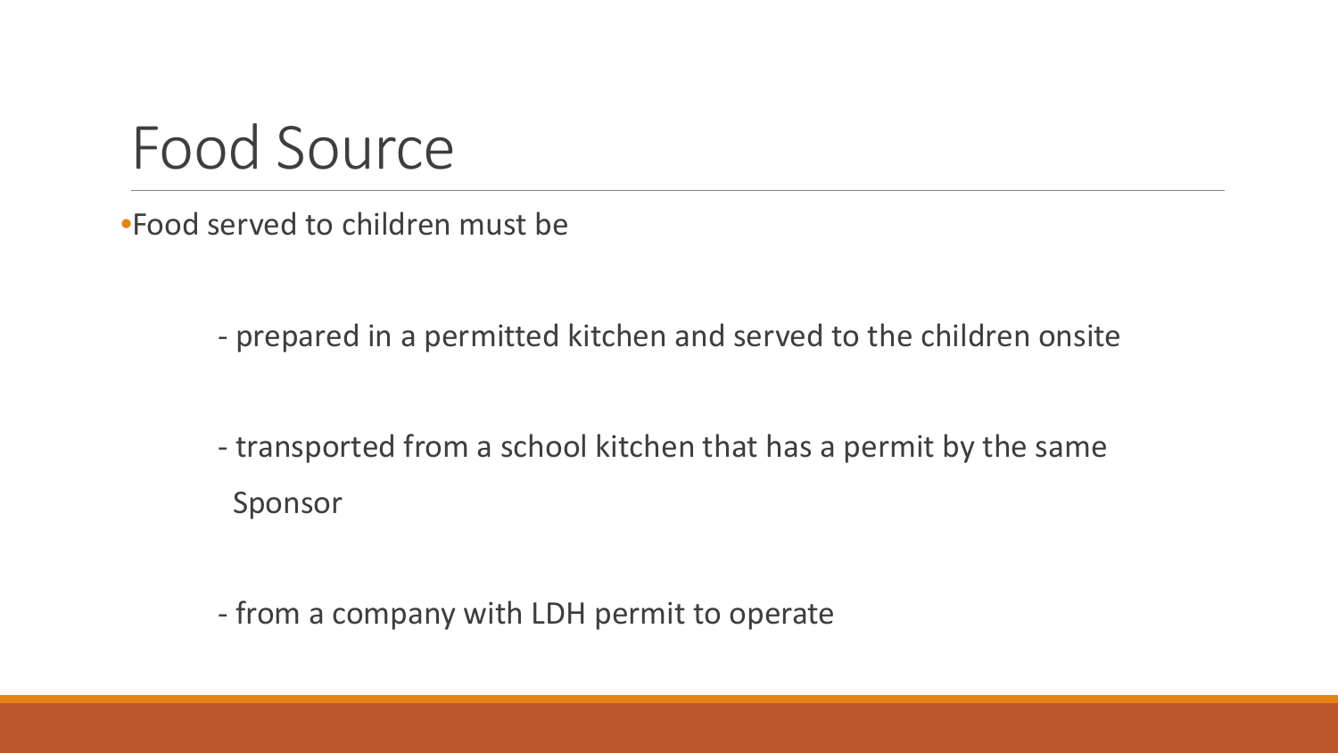# Food Source

- Food served to children must be
  - prepared in a permitted kitchen and served to the children onsite
  - transported from a school kitchen that has a permit by the same Sponsor
  - from a company with LDH permit to operate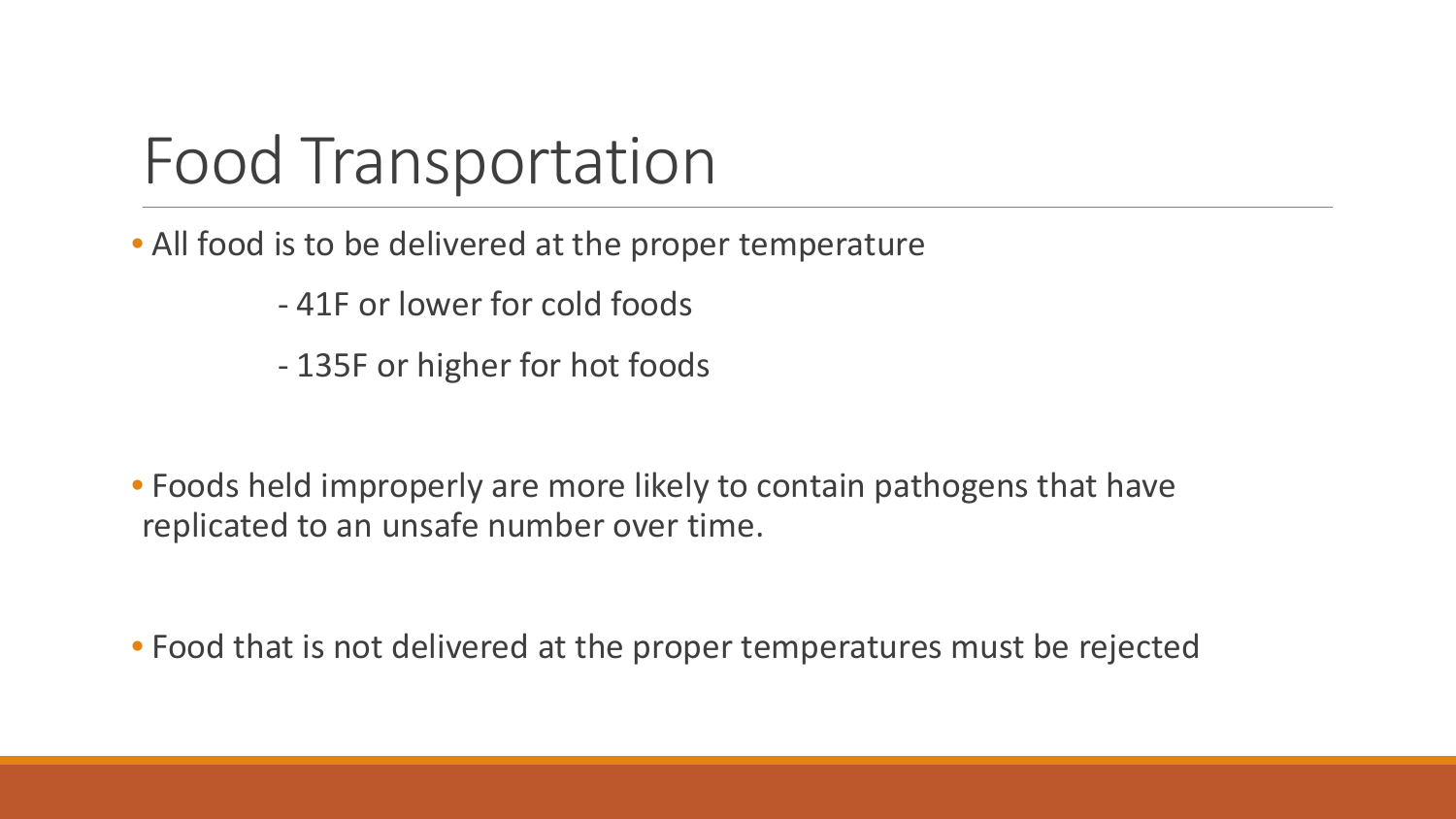# Food Transportation

- All food is to be delivered at the proper temperature
  - 41F or lower for cold foods
  - 135F or higher for hot foods

- Foods held improperly are more likely to contain pathogens that have replicated to an unsafe number over time.

- Food that is not delivered at the proper temperatures must be rejected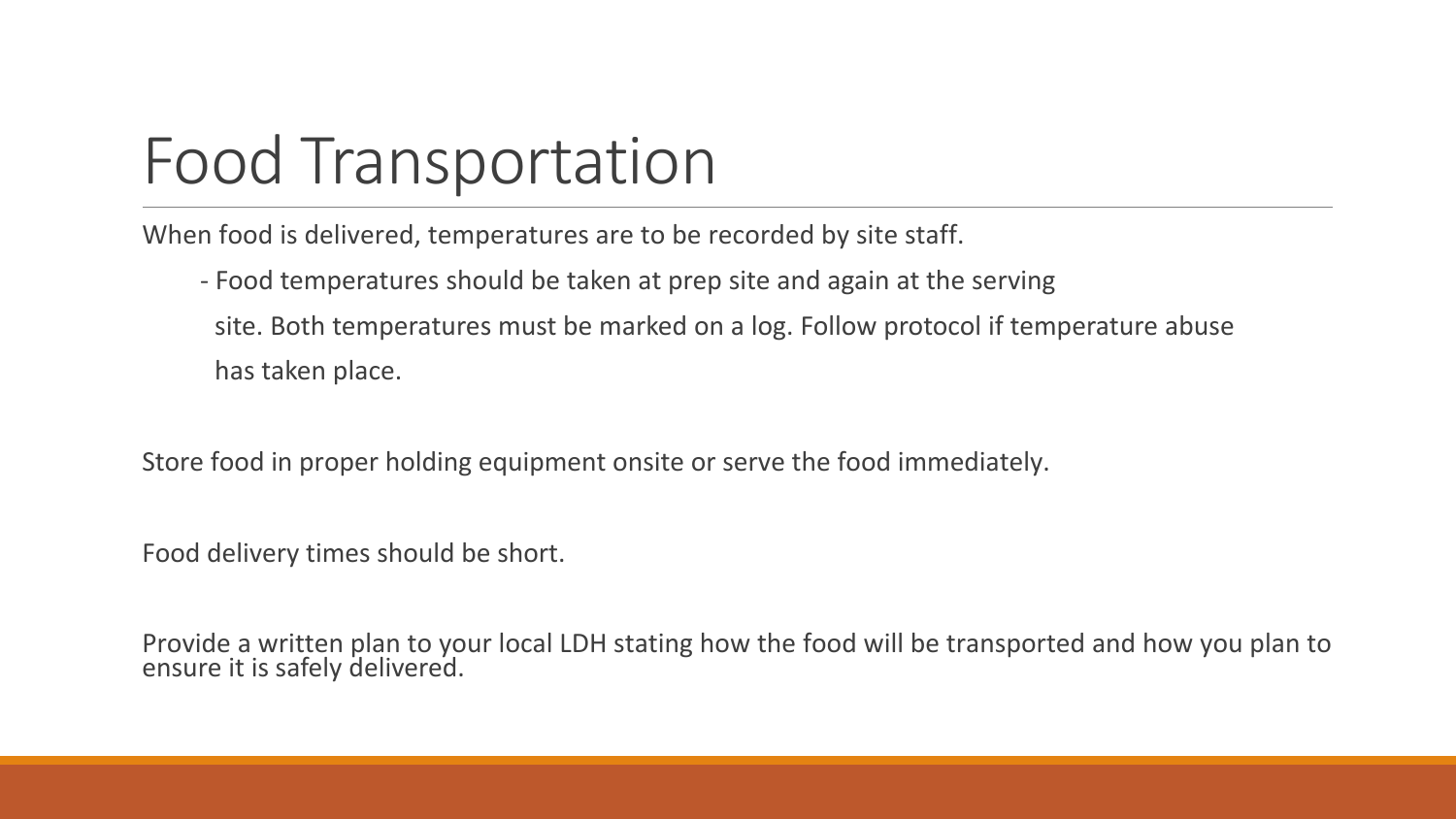# Food Transportation

When food is delivered, temperatures are to be recorded by site staff.

- Food temperatures should be taken at prep site and again at the serving site. Both temperatures must be marked on a log. Follow protocol if temperature abuse has taken place.

Store food in proper holding equipment onsite or serve the food immediately.

Food delivery times should be short.

Provide a written plan to your local LDH stating how the food will be transported and how you plan to ensure it is safely delivered.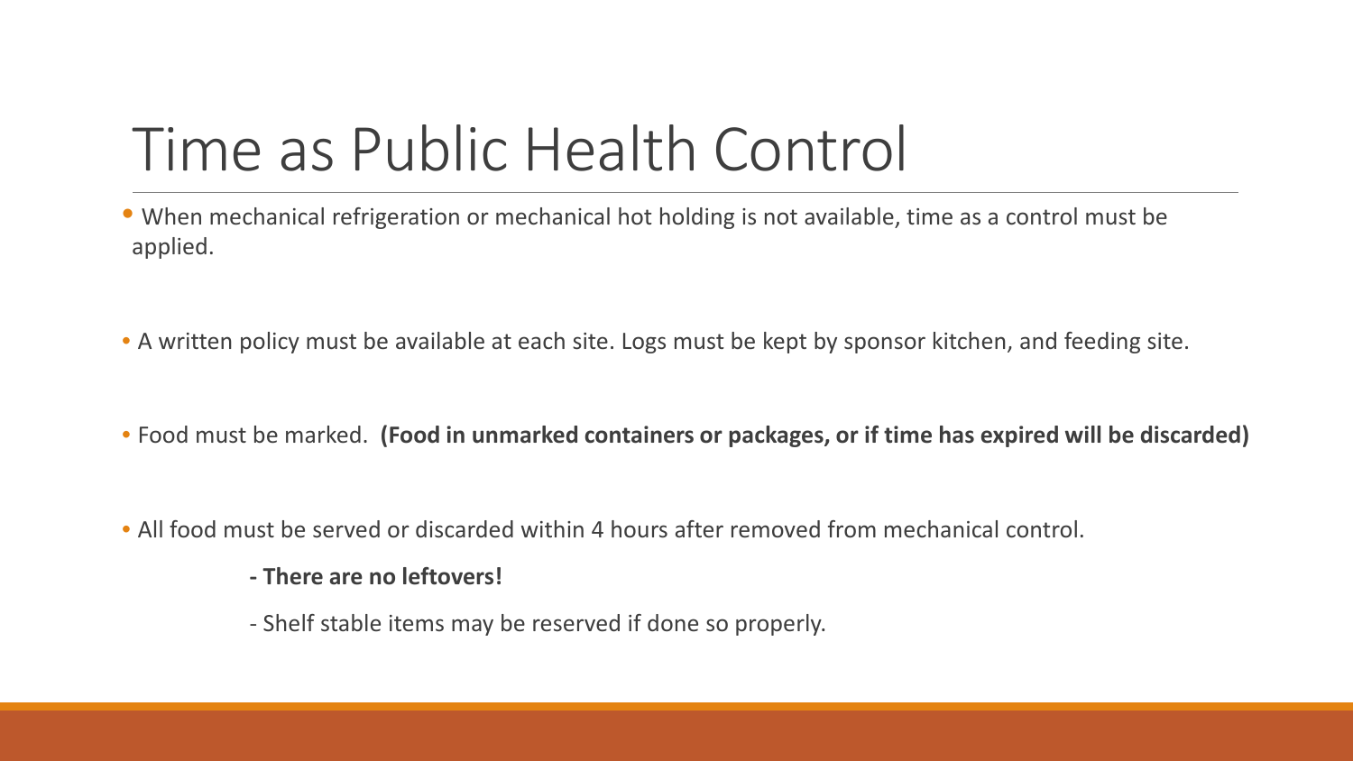# Time as Public Health Control

- When mechanical refrigeration or mechanical hot holding is not available, time as a control must be applied.

- A written policy must be available at each site. Logs must be kept by sponsor kitchen, and feeding site.

- Food must be marked. **(Food in unmarked containers or packages, or if time has expired will be discarded)**

- All food must be served or discarded within 4 hours after removed from mechanical control.

  **- There are no leftovers!**

  - Shelf stable items may be reserved if done so properly.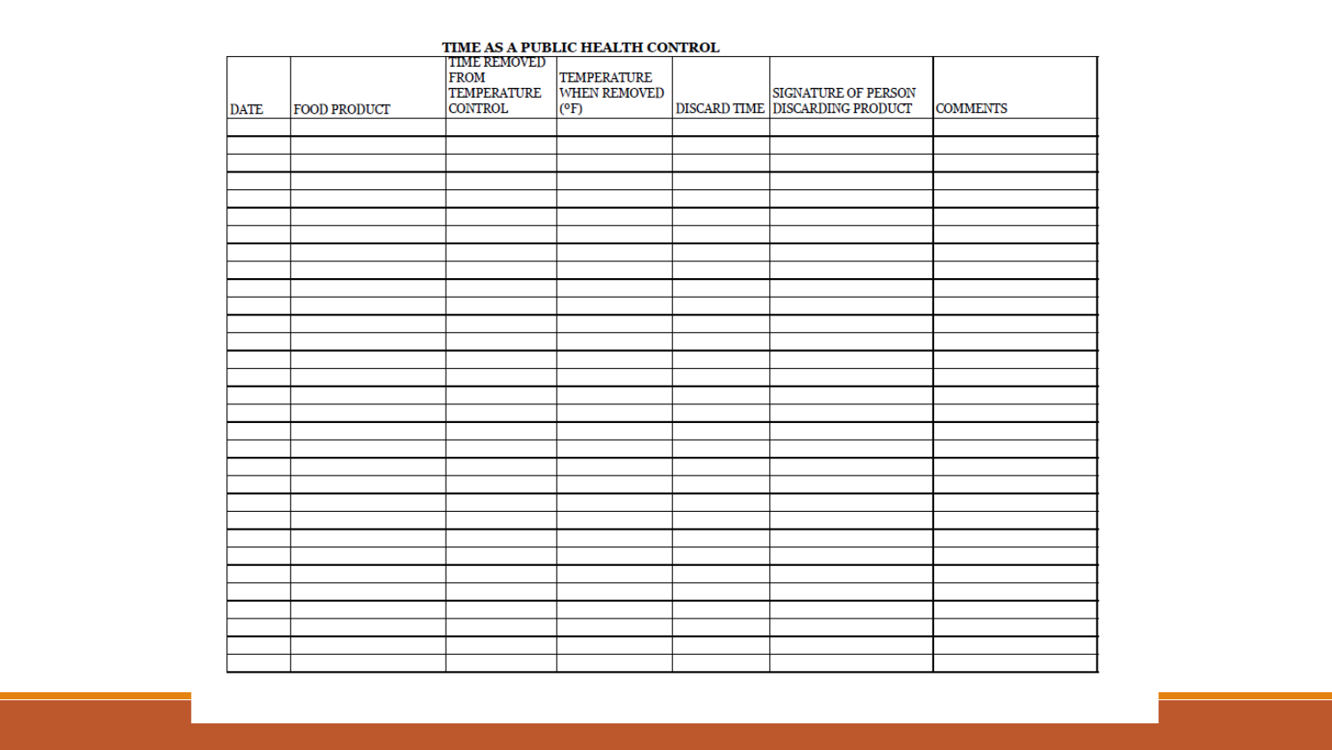## TIME AS A PUBLIC HEALTH CONTROL

| DATE | FOOD PRODUCT | TIME REMOVED FROM TEMPERATURE CONTROL | TEMPERATURE WHEN REMOVED (ºF) | DISCARD TIME | SIGNATURE OF PERSON DISCARDING PRODUCT | COMMENTS |
|---|---|---|---|---|---|---|
| | | | | | | |
| | | | | | | |
| | | | | | | |
| | | | | | | |
| | | | | | | |
| | | | | | | |
| | | | | | | |
| | | | | | | |
| | | | | | | |
| | | | | | | |
| | | | | | | |
| | | | | | | |
| | | | | | | |
| | | | | | | |
| | | | | | | |
| | | | | | | |
| | | | | | | |
| | | | | | | |
| | | | | | | |
| | | | | | | |
| | | | | | | |
| | | | | | | |
| | | | | | | |
| | | | | | | |
| | | | | | | |
| | | | | | | |
| | | | | | | |
| | | | | | | |
| | | | | | | |
| | | | | | | |
| | | | | | | |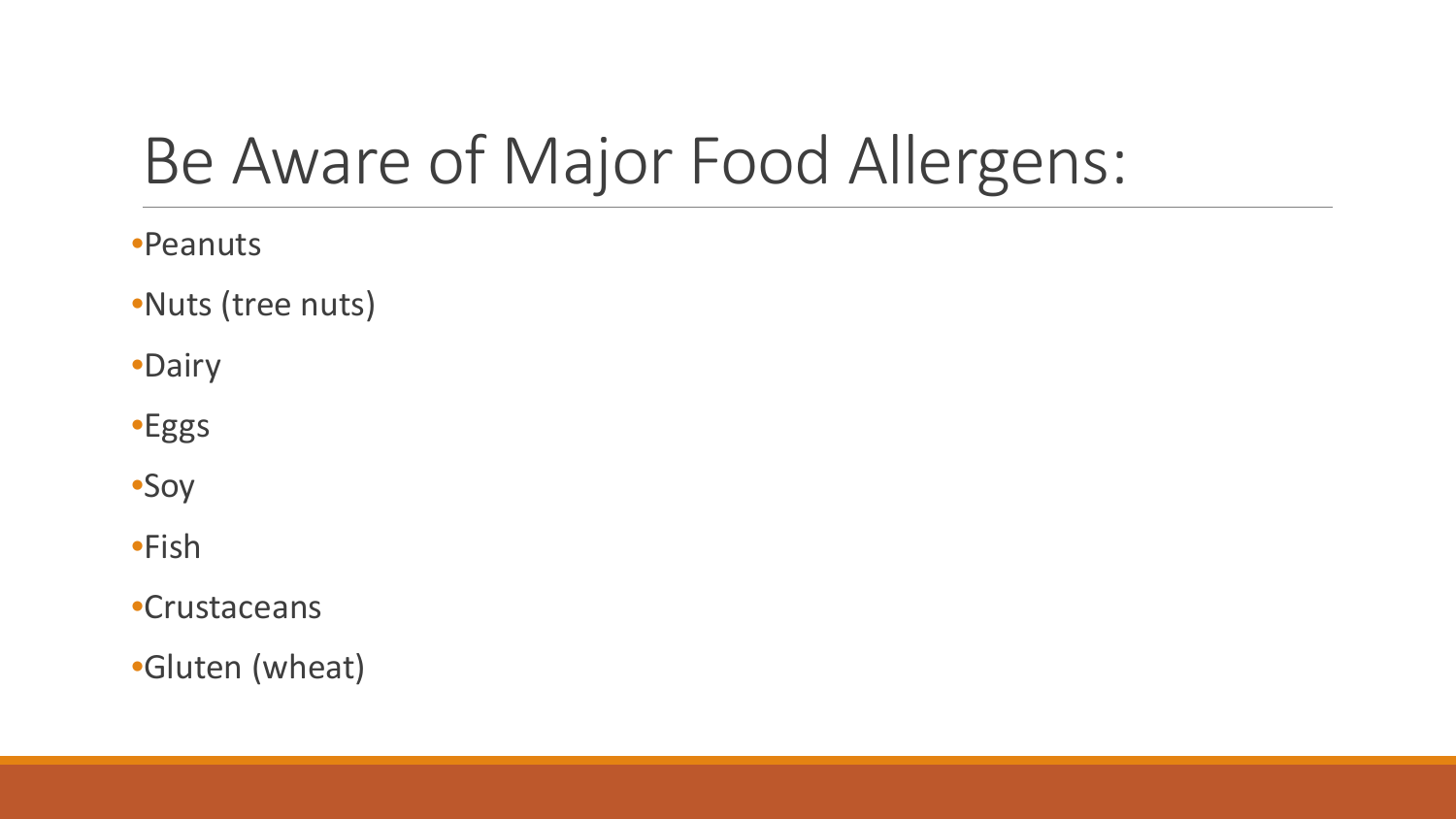# Be Aware of Major Food Allergens:

- Peanuts
- Nuts (tree nuts)
- Dairy
- Eggs
- Soy
- Fish
- Crustaceans
- Gluten (wheat)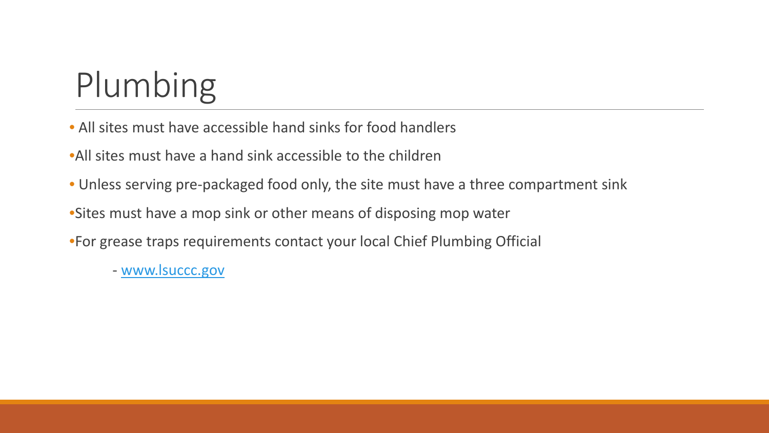# Plumbing

- All sites must have accessible hand sinks for food handlers
- All sites must have a hand sink accessible to the children
- Unless serving pre-packaged food only, the site must have a three compartment sink
- Sites must have a mop sink or other means of disposing mop water
- For grease traps requirements contact your local Chief Plumbing Official
  - [www.lsuccc.gov](http://www.lsuccc.gov)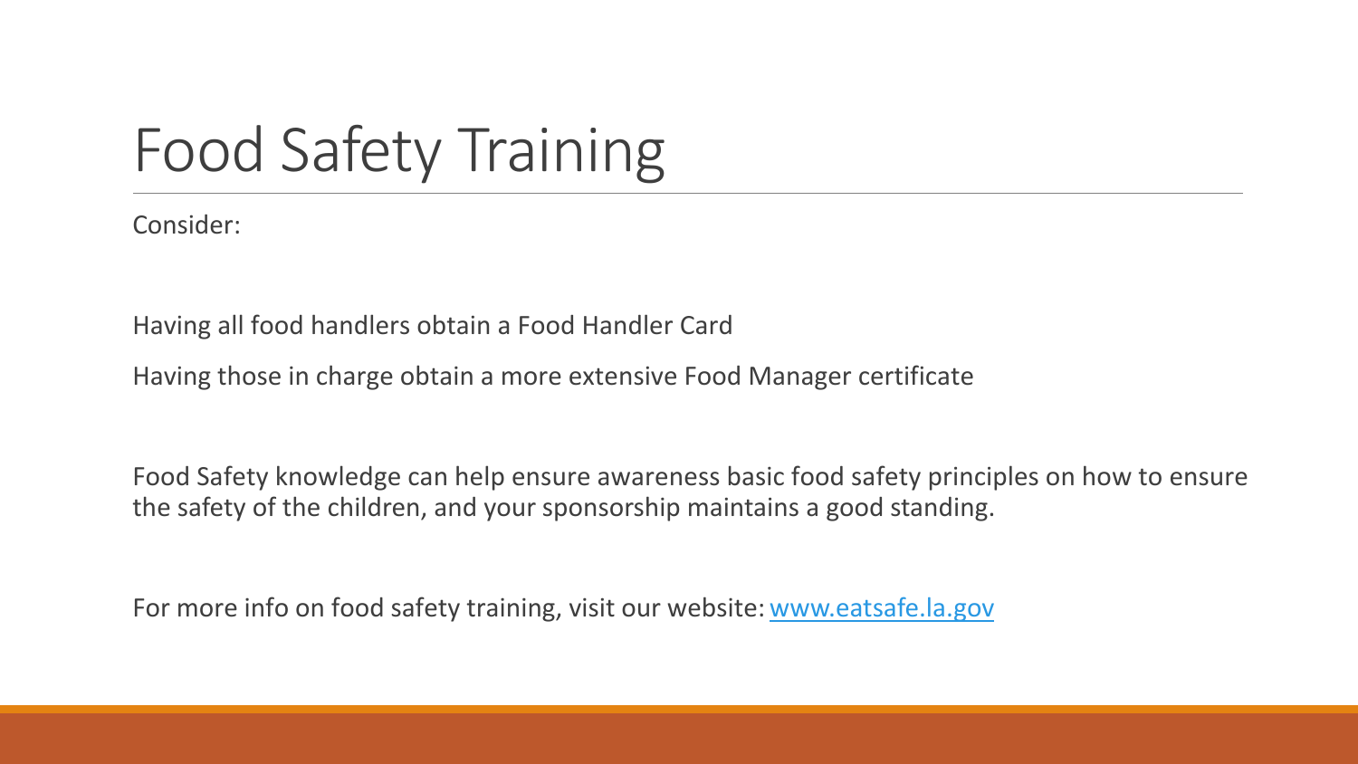# Food Safety Training

Consider:

Having all food handlers obtain a Food Handler Card

Having those in charge obtain a more extensive Food Manager certificate

Food Safety knowledge can help ensure awareness basic food safety principles on how to ensure the safety of the children, and your sponsorship maintains a good standing.

For more info on food safety training, visit our website: [www.eatsafe.la.gov](http://www.eatsafe.la.gov)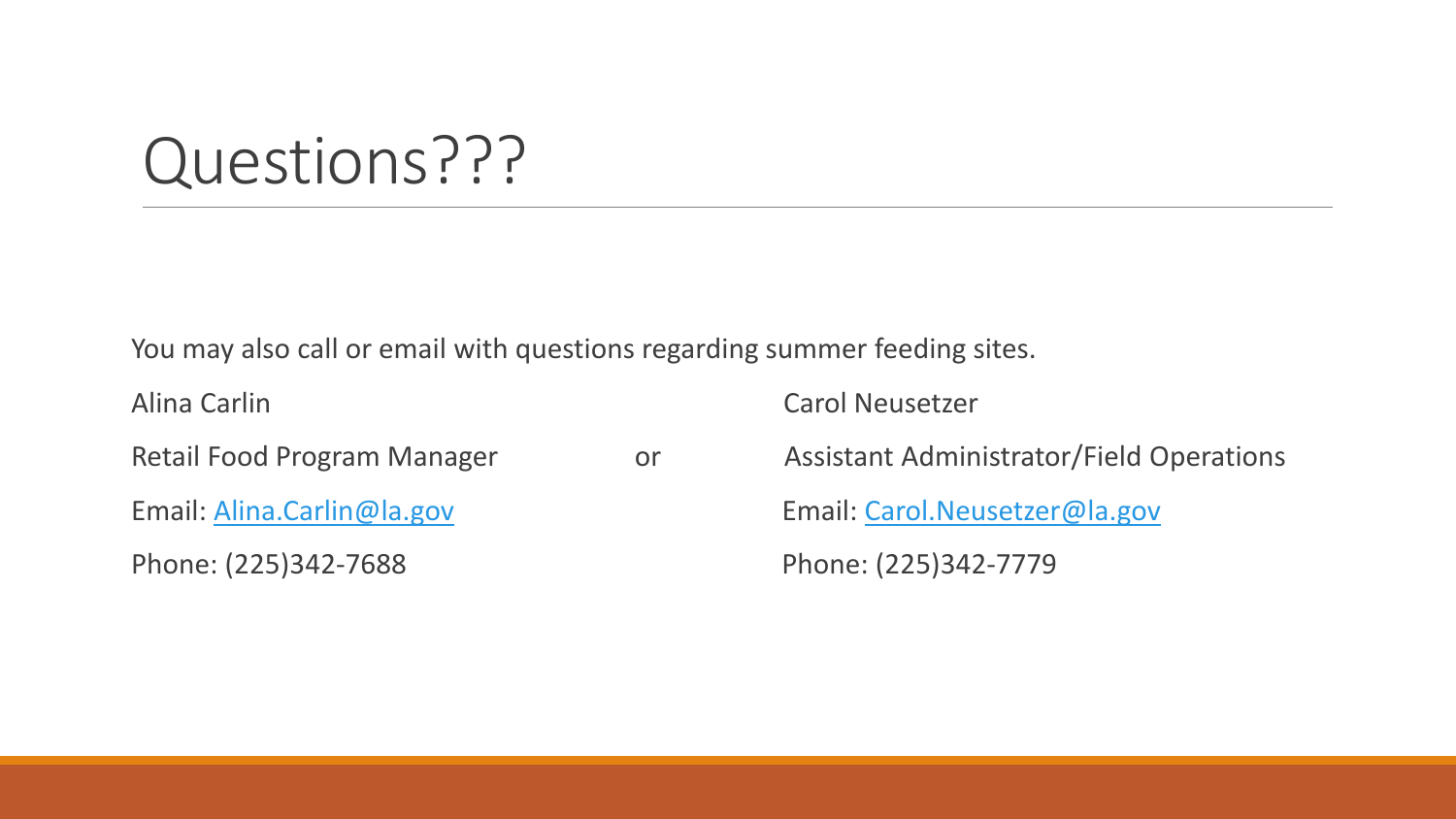# Questions???

You may also call or email with questions regarding summer feeding sites.

Alina Carlin

Retail Food Program Manager

Email: Alina.Carlin@la.gov

Phone: (225)342-7688

or

Carol Neusetzer

Assistant Administrator/Field Operations

Email: Carol.Neusetzer@la.gov

Phone: (225)342-7779